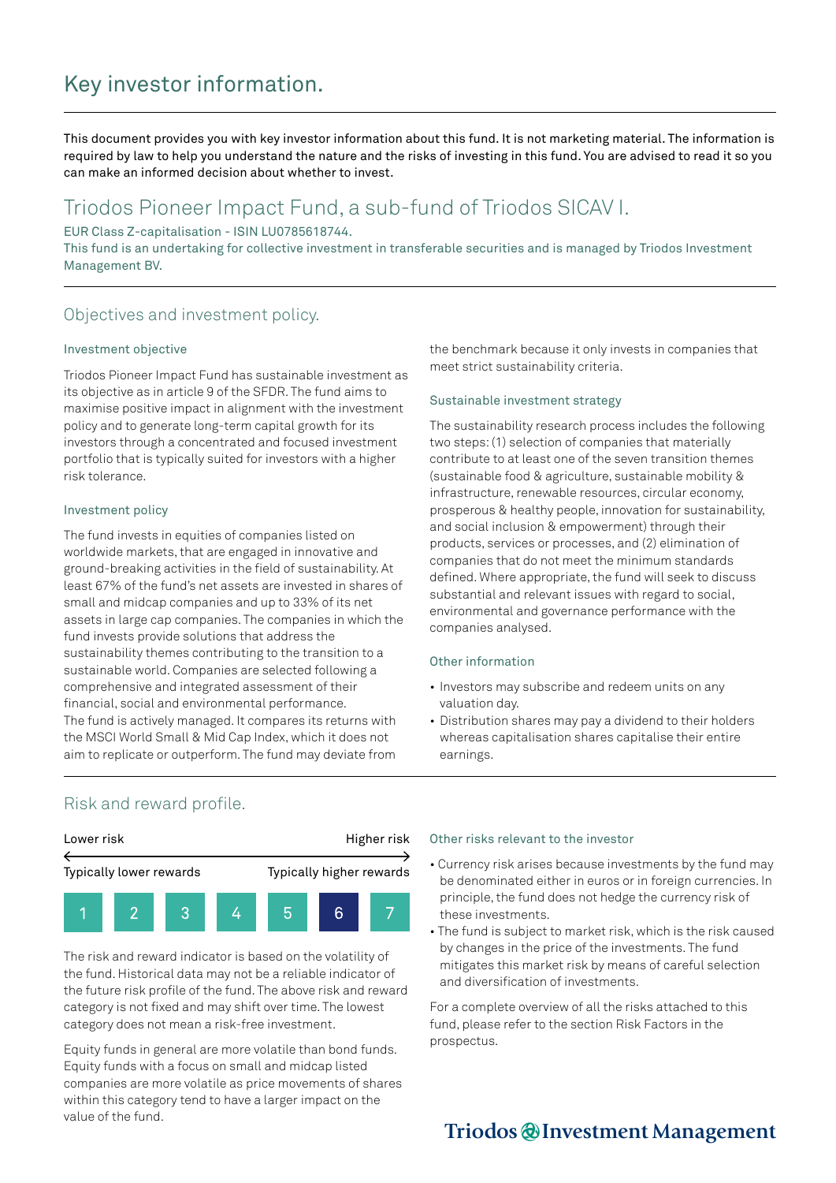# Key investor information.

This document provides you with key investor information about this fund. It is not marketing material. The information is required by law to help you understand the nature and the risks of investing in this fund. You are advised to read it so you can make an informed decision about whether to invest.

## Triodos Pioneer Impact Fund, a sub-fund of Triodos SICAV I.

EUR Class Z-capitalisation - ISIN LU0785618744.
This fund is an undertaking for collective investment in transferable securities and is managed by Triodos Investment Management BV.

## Objectives and investment policy.

### Investment objective

Triodos Pioneer Impact Fund has sustainable investment as its objective as in article 9 of the SFDR. The fund aims to maximise positive impact in alignment with the investment policy and to generate long-term capital growth for its investors through a concentrated and focused investment portfolio that is typically suited for investors with a higher risk tolerance.

### Investment policy

The fund invests in equities of companies listed on worldwide markets, that are engaged in innovative and ground-breaking activities in the field of sustainability. At least 67% of the fund's net assets are invested in shares of small and midcap companies and up to 33% of its net assets in large cap companies. The companies in which the fund invests provide solutions that address the sustainability themes contributing to the transition to a sustainable world. Companies are selected following a comprehensive and integrated assessment of their financial, social and environmental performance.
The fund is actively managed. It compares its returns with the MSCI World Small & Mid Cap Index, which it does not aim to replicate or outperform. The fund may deviate from the benchmark because it only invests in companies that meet strict sustainability criteria.

### Sustainable investment strategy

The sustainability research process includes the following two steps: (1) selection of companies that materially contribute to at least one of the seven transition themes (sustainable food & agriculture, sustainable mobility & infrastructure, renewable resources, circular economy, prosperous & healthy people, innovation for sustainability, and social inclusion & empowerment) through their products, services or processes, and (2) elimination of companies that do not meet the minimum standards defined. Where appropriate, the fund will seek to discuss substantial and relevant issues with regard to social, environmental and governance performance with the companies analysed.

### Other information

- Investors may subscribe and redeem units on any valuation day.
- Distribution shares may pay a dividend to their holders whereas capitalisation shares capitalise their entire earnings.

## Risk and reward profile.

| Lower risk | | | | | | Higher risk |
|---|---|---|---|---|---|---|
| Typically lower rewards | | | | | | Typically higher rewards |
| 1 | 2 | 3 | 4 | 5 | **6** | 7 |

The risk and reward indicator is based on the volatility of the fund. Historical data may not be a reliable indicator of the future risk profile of the fund. The above risk and reward category is not fixed and may shift over time. The lowest category does not mean a risk-free investment.

Equity funds in general are more volatile than bond funds. Equity funds with a focus on small and midcap listed companies are more volatile as price movements of shares within this category tend to have a larger impact on the value of the fund.

### Other risks relevant to the investor

- Currency risk arises because investments by the fund may be denominated either in euros or in foreign currencies. In principle, the fund does not hedge the currency risk of these investments.
- The fund is subject to market risk, which is the risk caused by changes in the price of the investments. The fund mitigates this market risk by means of careful selection and diversification of investments.

For a complete overview of all the risks attached to this fund, please refer to the section Risk Factors in the prospectus.

Triodos Investment Management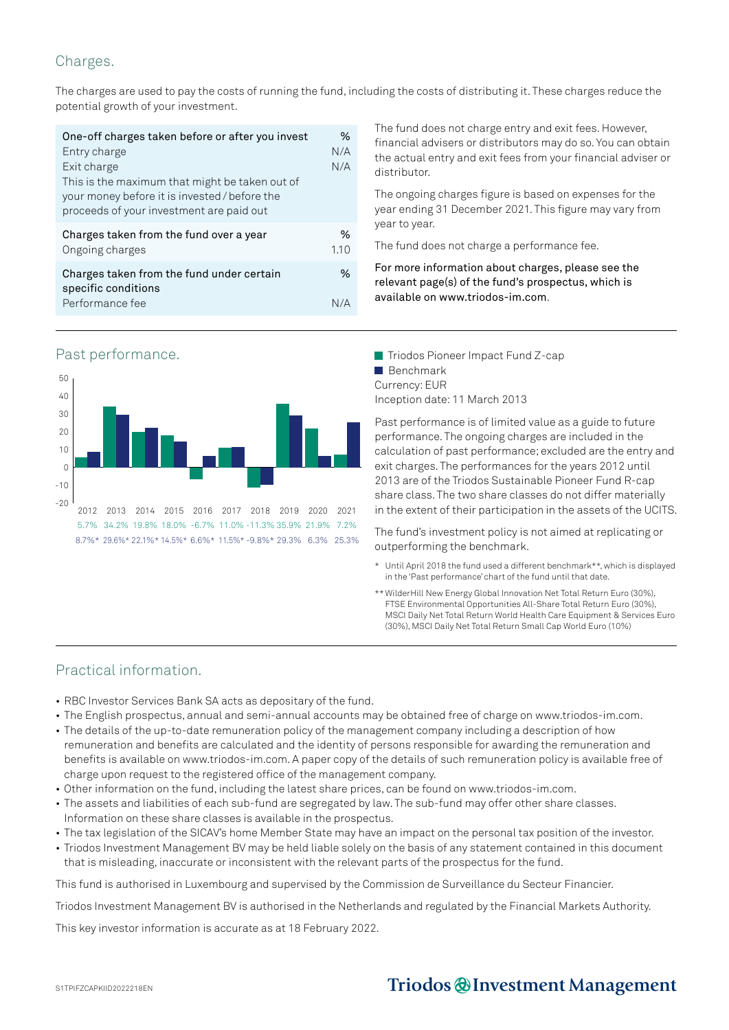## Charges.

The charges are used to pay the costs of running the fund, including the costs of distributing it. These charges reduce the potential growth of your investment.

| One-off charges taken before or after you invest | % |
|---|---|
| Entry charge | N/A |
| Exit charge | N/A |
| This is the maximum that might be taken out of your money before it is invested / before the proceeds of your investment are paid out | |
| **Charges taken from the fund over a year** | **%** |
| Ongoing charges | 1.10 |
| **Charges taken from the fund under certain specific conditions** | **%** |
| Performance fee | N/A |

The fund does not charge entry and exit fees. However, financial advisers or distributors may do so. You can obtain the actual entry and exit fees from your financial adviser or distributor.

The ongoing charges figure is based on expenses for the year ending 31 December 2021. This figure may vary from year to year.

The fund does not charge a performance fee.

For more information about charges, please see the relevant page(s) of the fund's prospectus, which is available on www.triodos-im.com.

## Past performance.

50
40
30
20
10
0
-10
-20

2012 2013 2014 2015 2016 2017 2018 2019 2020 2021

5.7% 34.2% 19.8% 18.0% -6.7% 11.0% -11.3% 35.9% 21.9% 7.2%

8.7%* 29.6%* 22.1%* 14.5%* 6.6%* 11.5%* -9.8%* 29.3% 6.3% 25.3%

Triodos Pioneer Impact Fund Z-cap
Benchmark
Currency: EUR
Inception date: 11 March 2013

Past performance is of limited value as a guide to future performance. The ongoing charges are included in the calculation of past performance; excluded are the entry and exit charges. The performances for the years 2012 until 2013 are of the Triodos Sustainable Pioneer Fund R-cap share class. The two share classes do not differ materially in the extent of their participation in the assets of the UCITS.

The fund's investment policy is not aimed at replicating or outperforming the benchmark.

\* Until April 2018 the fund used a different benchmark**, which is displayed in the 'Past performance' chart of the fund until that date.

\** WilderHill New Energy Global Innovation Net Total Return Euro (30%), FTSE Environmental Opportunities All-Share Total Return Euro (30%), MSCI Daily Net Total Return World Health Care Equipment & Services Euro (30%), MSCI Daily Net Total Return Small Cap World Euro (10%)

## Practical information.

- RBC Investor Services Bank SA acts as depositary of the fund.
- The English prospectus, annual and semi-annual accounts may be obtained free of charge on www.triodos-im.com.
- The details of the up-to-date remuneration policy of the management company including a description of how remuneration and benefits are calculated and the identity of persons responsible for awarding the remuneration and benefits is available on www.triodos-im.com. A paper copy of the details of such remuneration policy is available free of charge upon request to the registered office of the management company.
- Other information on the fund, including the latest share prices, can be found on www.triodos-im.com.
- The assets and liabilities of each sub-fund are segregated by law. The sub-fund may offer other share classes. Information on these share classes is available in the prospectus.
- The tax legislation of the SICAV's home Member State may have an impact on the personal tax position of the investor.
- Triodos Investment Management BV may be held liable solely on the basis of any statement contained in this document that is misleading, inaccurate or inconsistent with the relevant parts of the prospectus for the fund.

This fund is authorised in Luxembourg and supervised by the Commission de Surveillance du Secteur Financier.

Triodos Investment Management BV is authorised in the Netherlands and regulated by the Financial Markets Authority.

This key investor information is accurate as at 18 February 2022.

S1TPIFZCAPKIID2022218EN

Triodos Investment Management